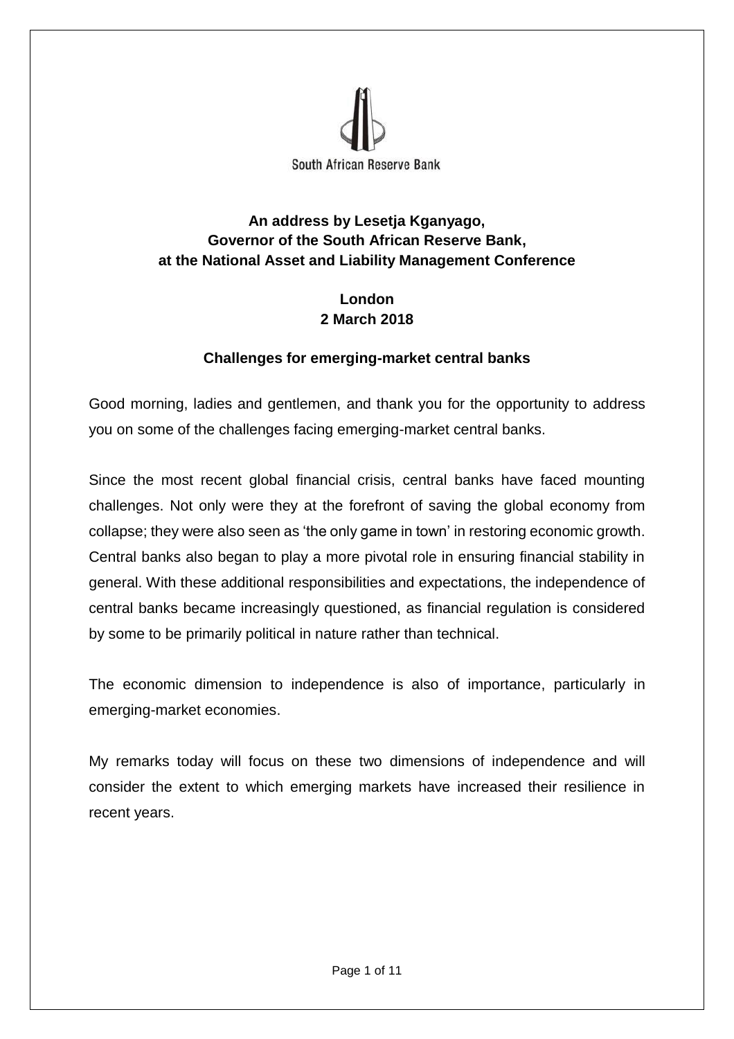South African Reserve Bank

**An address by Lesetja Kganyago, Governor of the South African Reserve Bank, at the National Asset and Liability Management Conference**

**London**
**2 March 2018**

## Challenges for emerging-market central banks

Good morning, ladies and gentlemen, and thank you for the opportunity to address you on some of the challenges facing emerging-market central banks.

Since the most recent global financial crisis, central banks have faced mounting challenges. Not only were they at the forefront of saving the global economy from collapse; they were also seen as 'the only game in town' in restoring economic growth. Central banks also began to play a more pivotal role in ensuring financial stability in general. With these additional responsibilities and expectations, the independence of central banks became increasingly questioned, as financial regulation is considered by some to be primarily political in nature rather than technical.

The economic dimension to independence is also of importance, particularly in emerging-market economies.

My remarks today will focus on these two dimensions of independence and will consider the extent to which emerging markets have increased their resilience in recent years.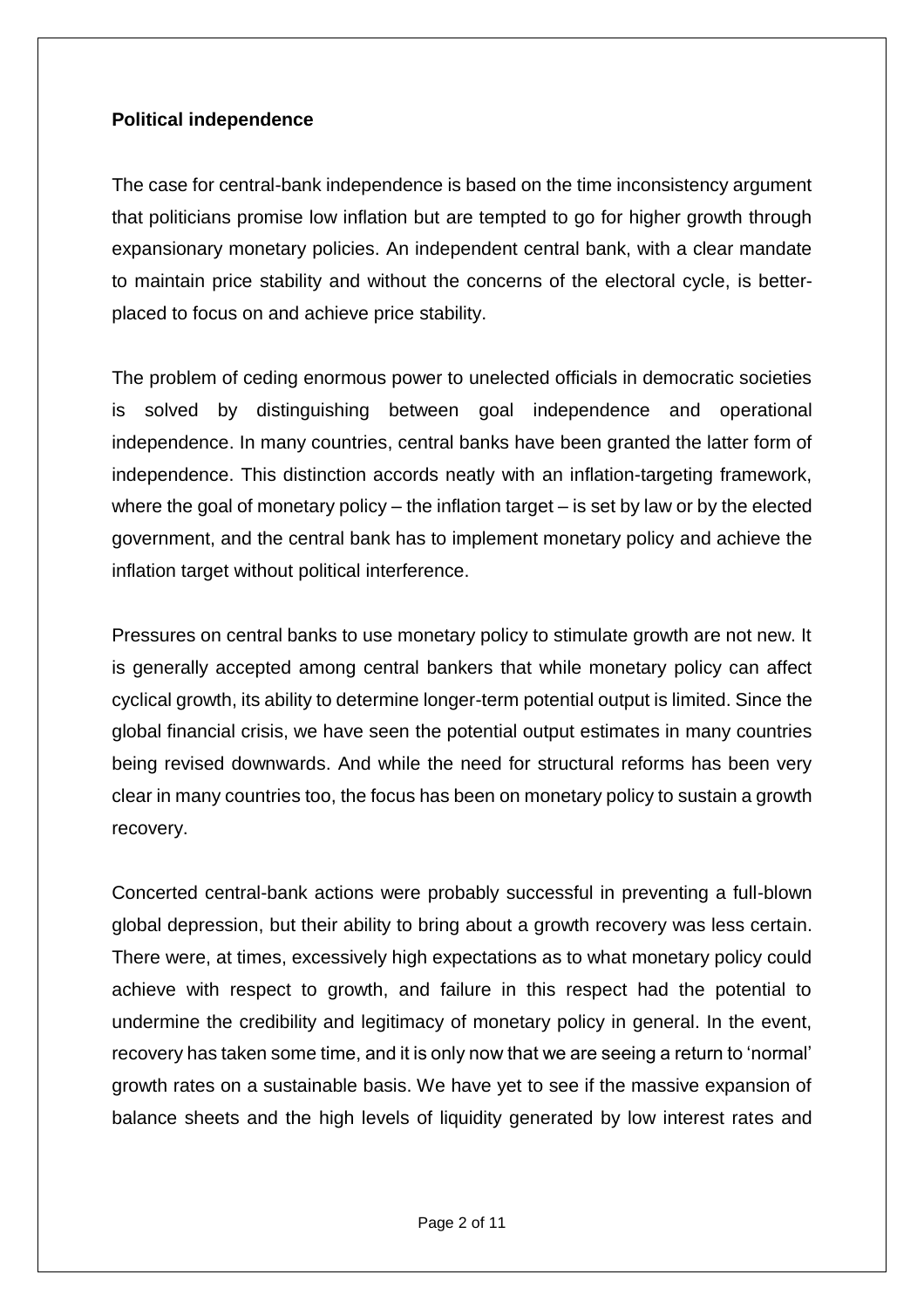**Political independence**

The case for central-bank independence is based on the time inconsistency argument that politicians promise low inflation but are tempted to go for higher growth through expansionary monetary policies. An independent central bank, with a clear mandate to maintain price stability and without the concerns of the electoral cycle, is better-placed to focus on and achieve price stability.

The problem of ceding enormous power to unelected officials in democratic societies is solved by distinguishing between goal independence and operational independence. In many countries, central banks have been granted the latter form of independence. This distinction accords neatly with an inflation-targeting framework, where the goal of monetary policy – the inflation target – is set by law or by the elected government, and the central bank has to implement monetary policy and achieve the inflation target without political interference.

Pressures on central banks to use monetary policy to stimulate growth are not new. It is generally accepted among central bankers that while monetary policy can affect cyclical growth, its ability to determine longer-term potential output is limited. Since the global financial crisis, we have seen the potential output estimates in many countries being revised downwards. And while the need for structural reforms has been very clear in many countries too, the focus has been on monetary policy to sustain a growth recovery.

Concerted central-bank actions were probably successful in preventing a full-blown global depression, but their ability to bring about a growth recovery was less certain. There were, at times, excessively high expectations as to what monetary policy could achieve with respect to growth, and failure in this respect had the potential to undermine the credibility and legitimacy of monetary policy in general. In the event, recovery has taken some time, and it is only now that we are seeing a return to 'normal' growth rates on a sustainable basis. We have yet to see if the massive expansion of balance sheets and the high levels of liquidity generated by low interest rates and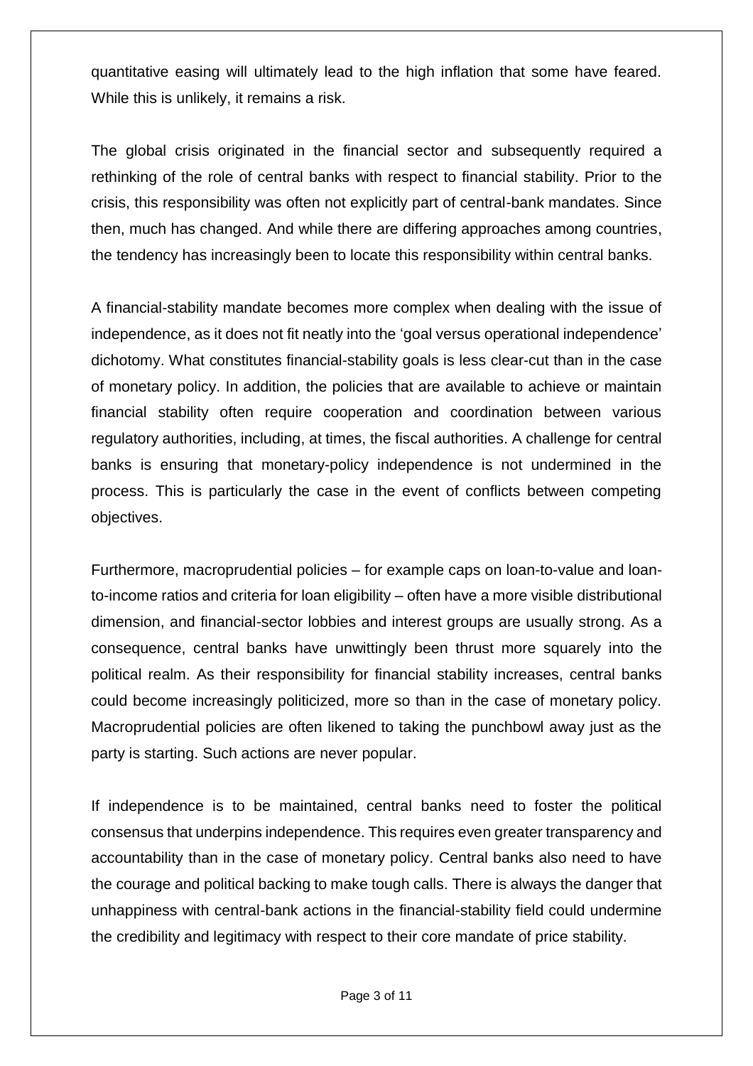quantitative easing will ultimately lead to the high inflation that some have feared. While this is unlikely, it remains a risk.

The global crisis originated in the financial sector and subsequently required a rethinking of the role of central banks with respect to financial stability. Prior to the crisis, this responsibility was often not explicitly part of central-bank mandates. Since then, much has changed. And while there are differing approaches among countries, the tendency has increasingly been to locate this responsibility within central banks.

A financial-stability mandate becomes more complex when dealing with the issue of independence, as it does not fit neatly into the 'goal versus operational independence' dichotomy. What constitutes financial-stability goals is less clear-cut than in the case of monetary policy. In addition, the policies that are available to achieve or maintain financial stability often require cooperation and coordination between various regulatory authorities, including, at times, the fiscal authorities. A challenge for central banks is ensuring that monetary-policy independence is not undermined in the process. This is particularly the case in the event of conflicts between competing objectives.

Furthermore, macroprudential policies – for example caps on loan-to-value and loan-to-income ratios and criteria for loan eligibility – often have a more visible distributional dimension, and financial-sector lobbies and interest groups are usually strong. As a consequence, central banks have unwittingly been thrust more squarely into the political realm. As their responsibility for financial stability increases, central banks could become increasingly politicized, more so than in the case of monetary policy. Macroprudential policies are often likened to taking the punchbowl away just as the party is starting. Such actions are never popular.

If independence is to be maintained, central banks need to foster the political consensus that underpins independence. This requires even greater transparency and accountability than in the case of monetary policy. Central banks also need to have the courage and political backing to make tough calls. There is always the danger that unhappiness with central-bank actions in the financial-stability field could undermine the credibility and legitimacy with respect to their core mandate of price stability.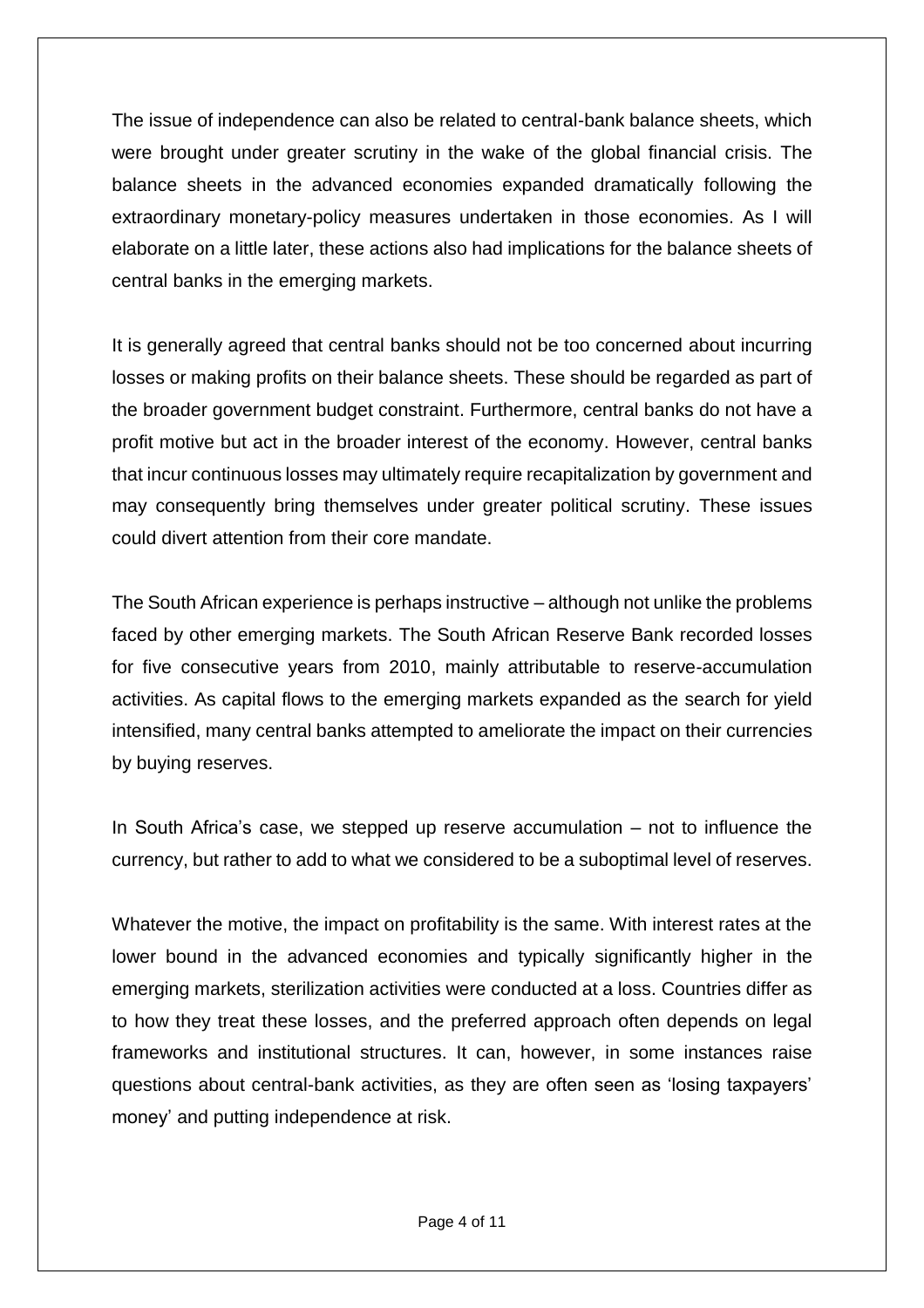The issue of independence can also be related to central-bank balance sheets, which were brought under greater scrutiny in the wake of the global financial crisis. The balance sheets in the advanced economies expanded dramatically following the extraordinary monetary-policy measures undertaken in those economies. As I will elaborate on a little later, these actions also had implications for the balance sheets of central banks in the emerging markets.

It is generally agreed that central banks should not be too concerned about incurring losses or making profits on their balance sheets. These should be regarded as part of the broader government budget constraint. Furthermore, central banks do not have a profit motive but act in the broader interest of the economy. However, central banks that incur continuous losses may ultimately require recapitalization by government and may consequently bring themselves under greater political scrutiny. These issues could divert attention from their core mandate.

The South African experience is perhaps instructive – although not unlike the problems faced by other emerging markets. The South African Reserve Bank recorded losses for five consecutive years from 2010, mainly attributable to reserve-accumulation activities. As capital flows to the emerging markets expanded as the search for yield intensified, many central banks attempted to ameliorate the impact on their currencies by buying reserves.

In South Africa's case, we stepped up reserve accumulation – not to influence the currency, but rather to add to what we considered to be a suboptimal level of reserves.

Whatever the motive, the impact on profitability is the same. With interest rates at the lower bound in the advanced economies and typically significantly higher in the emerging markets, sterilization activities were conducted at a loss. Countries differ as to how they treat these losses, and the preferred approach often depends on legal frameworks and institutional structures. It can, however, in some instances raise questions about central-bank activities, as they are often seen as 'losing taxpayers' money' and putting independence at risk.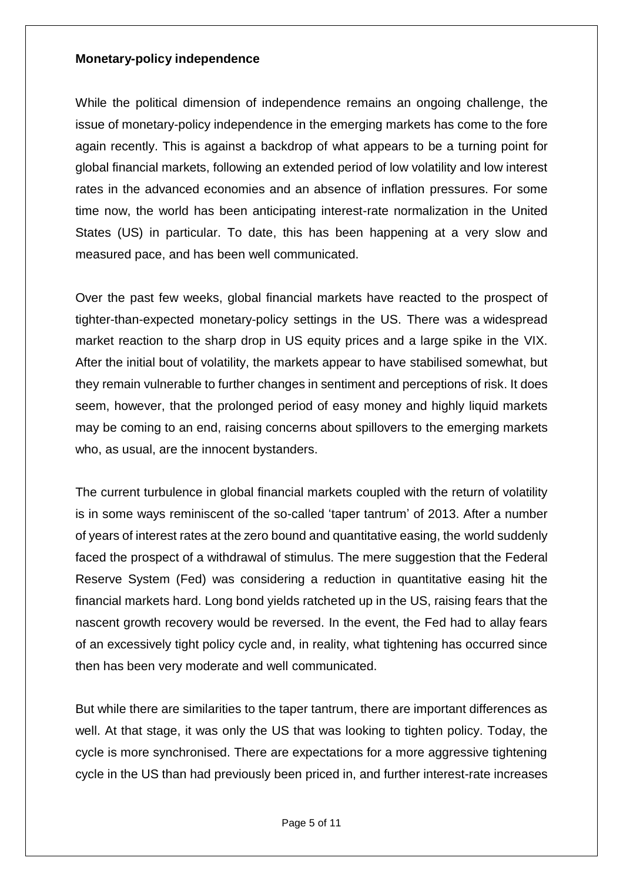**Monetary-policy independence**

While the political dimension of independence remains an ongoing challenge, the issue of monetary-policy independence in the emerging markets has come to the fore again recently. This is against a backdrop of what appears to be a turning point for global financial markets, following an extended period of low volatility and low interest rates in the advanced economies and an absence of inflation pressures. For some time now, the world has been anticipating interest-rate normalization in the United States (US) in particular. To date, this has been happening at a very slow and measured pace, and has been well communicated.

Over the past few weeks, global financial markets have reacted to the prospect of tighter-than-expected monetary-policy settings in the US. There was a widespread market reaction to the sharp drop in US equity prices and a large spike in the VIX. After the initial bout of volatility, the markets appear to have stabilised somewhat, but they remain vulnerable to further changes in sentiment and perceptions of risk. It does seem, however, that the prolonged period of easy money and highly liquid markets may be coming to an end, raising concerns about spillovers to the emerging markets who, as usual, are the innocent bystanders.

The current turbulence in global financial markets coupled with the return of volatility is in some ways reminiscent of the so-called 'taper tantrum' of 2013. After a number of years of interest rates at the zero bound and quantitative easing, the world suddenly faced the prospect of a withdrawal of stimulus. The mere suggestion that the Federal Reserve System (Fed) was considering a reduction in quantitative easing hit the financial markets hard. Long bond yields ratcheted up in the US, raising fears that the nascent growth recovery would be reversed. In the event, the Fed had to allay fears of an excessively tight policy cycle and, in reality, what tightening has occurred since then has been very moderate and well communicated.

But while there are similarities to the taper tantrum, there are important differences as well. At that stage, it was only the US that was looking to tighten policy. Today, the cycle is more synchronised. There are expectations for a more aggressive tightening cycle in the US than had previously been priced in, and further interest-rate increases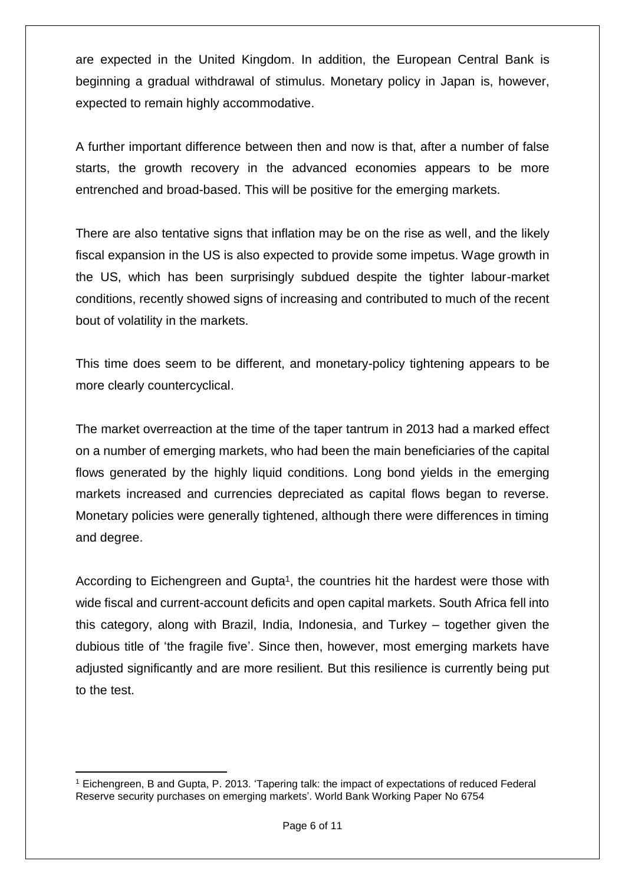are expected in the United Kingdom. In addition, the European Central Bank is beginning a gradual withdrawal of stimulus. Monetary policy in Japan is, however, expected to remain highly accommodative.

A further important difference between then and now is that, after a number of false starts, the growth recovery in the advanced economies appears to be more entrenched and broad-based. This will be positive for the emerging markets.

There are also tentative signs that inflation may be on the rise as well, and the likely fiscal expansion in the US is also expected to provide some impetus. Wage growth in the US, which has been surprisingly subdued despite the tighter labour-market conditions, recently showed signs of increasing and contributed to much of the recent bout of volatility in the markets.

This time does seem to be different, and monetary-policy tightening appears to be more clearly countercyclical.

The market overreaction at the time of the taper tantrum in 2013 had a marked effect on a number of emerging markets, who had been the main beneficiaries of the capital flows generated by the highly liquid conditions. Long bond yields in the emerging markets increased and currencies depreciated as capital flows began to reverse. Monetary policies were generally tightened, although there were differences in timing and degree.

According to Eichengreen and Gupta[1], the countries hit the hardest were those with wide fiscal and current-account deficits and open capital markets. South Africa fell into this category, along with Brazil, India, Indonesia, and Turkey – together given the dubious title of 'the fragile five'. Since then, however, most emerging markets have adjusted significantly and are more resilient. But this resilience is currently being put to the test.

[1] Eichengreen, B and Gupta, P. 2013. 'Tapering talk: the impact of expectations of reduced Federal Reserve security purchases on emerging markets'. World Bank Working Paper No 6754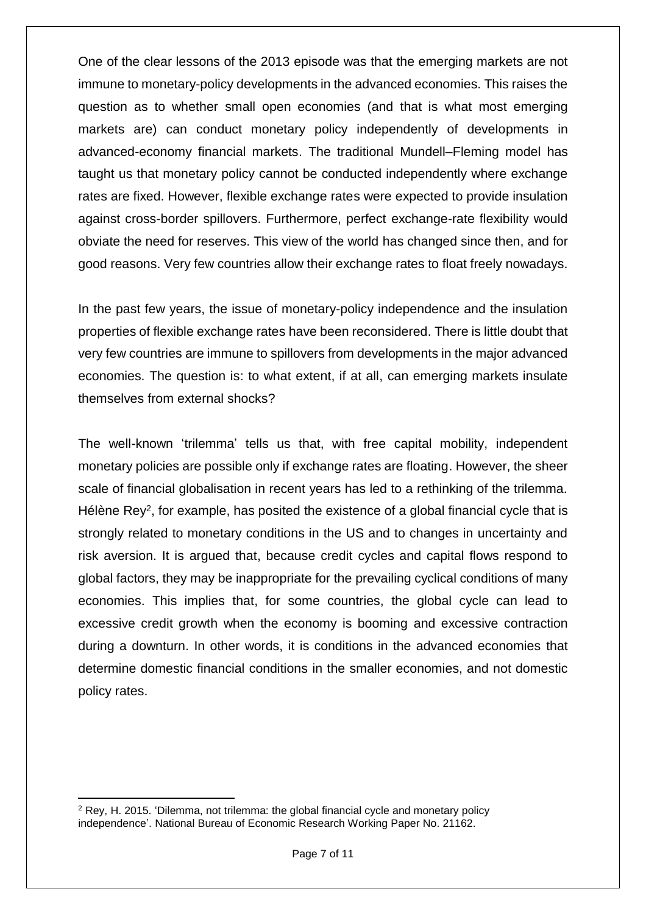One of the clear lessons of the 2013 episode was that the emerging markets are not immune to monetary-policy developments in the advanced economies. This raises the question as to whether small open economies (and that is what most emerging markets are) can conduct monetary policy independently of developments in advanced-economy financial markets. The traditional Mundell–Fleming model has taught us that monetary policy cannot be conducted independently where exchange rates are fixed. However, flexible exchange rates were expected to provide insulation against cross-border spillovers. Furthermore, perfect exchange-rate flexibility would obviate the need for reserves. This view of the world has changed since then, and for good reasons. Very few countries allow their exchange rates to float freely nowadays.

In the past few years, the issue of monetary-policy independence and the insulation properties of flexible exchange rates have been reconsidered. There is little doubt that very few countries are immune to spillovers from developments in the major advanced economies. The question is: to what extent, if at all, can emerging markets insulate themselves from external shocks?

The well-known 'trilemma' tells us that, with free capital mobility, independent monetary policies are possible only if exchange rates are floating. However, the sheer scale of financial globalisation in recent years has led to a rethinking of the trilemma. Hélène Rey[2], for example, has posited the existence of a global financial cycle that is strongly related to monetary conditions in the US and to changes in uncertainty and risk aversion. It is argued that, because credit cycles and capital flows respond to global factors, they may be inappropriate for the prevailing cyclical conditions of many economies. This implies that, for some countries, the global cycle can lead to excessive credit growth when the economy is booming and excessive contraction during a downturn. In other words, it is conditions in the advanced economies that determine domestic financial conditions in the smaller economies, and not domestic policy rates.

[2] Rey, H. 2015. 'Dilemma, not trilemma: the global financial cycle and monetary policy independence'. National Bureau of Economic Research Working Paper No. 21162.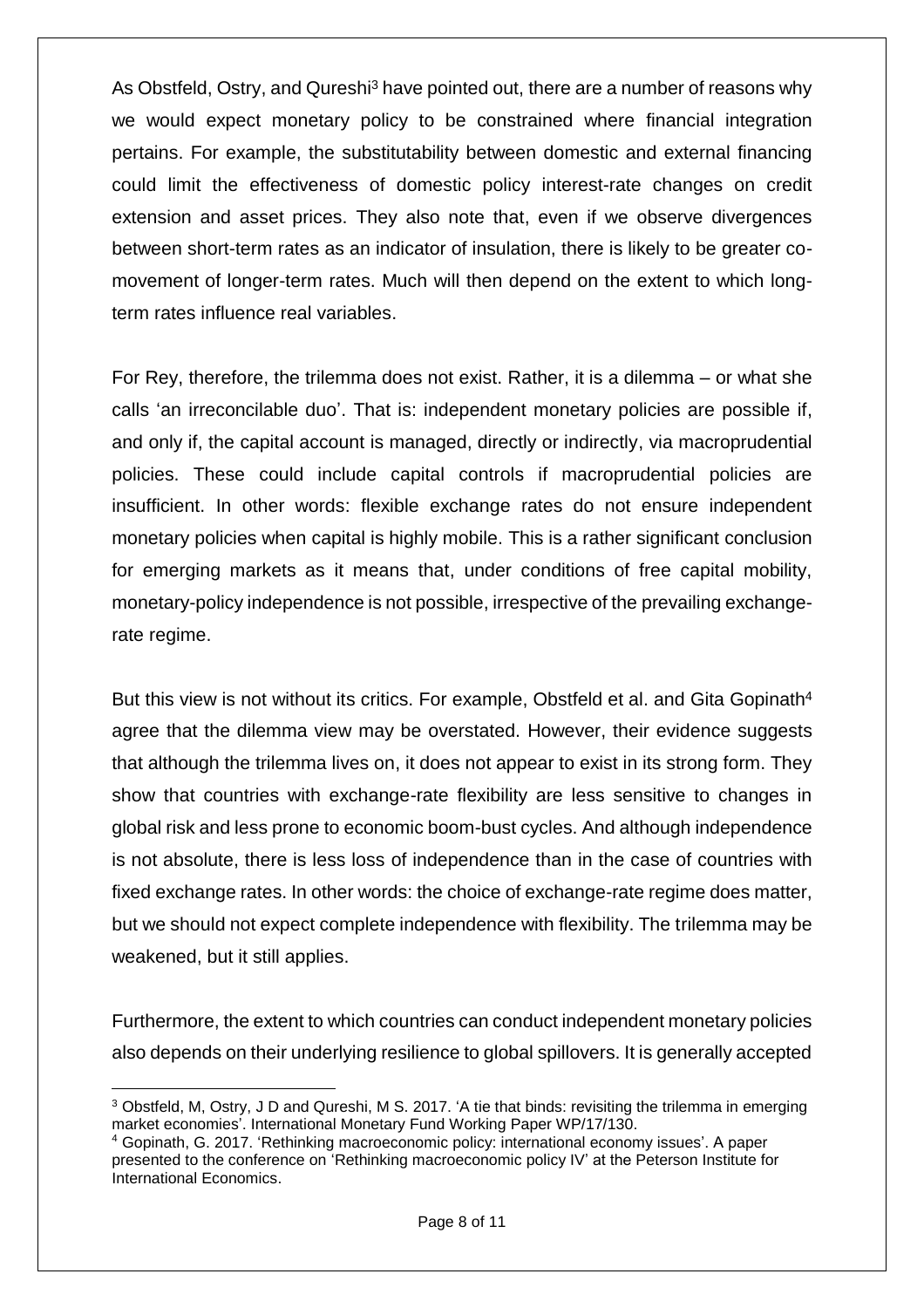As Obstfeld, Ostry, and Qureshi[3] have pointed out, there are a number of reasons why we would expect monetary policy to be constrained where financial integration pertains. For example, the substitutability between domestic and external financing could limit the effectiveness of domestic policy interest-rate changes on credit extension and asset prices. They also note that, even if we observe divergences between short-term rates as an indicator of insulation, there is likely to be greater co-movement of longer-term rates. Much will then depend on the extent to which long-term rates influence real variables.

For Rey, therefore, the trilemma does not exist. Rather, it is a dilemma – or what she calls 'an irreconcilable duo'. That is: independent monetary policies are possible if, and only if, the capital account is managed, directly or indirectly, via macroprudential policies. These could include capital controls if macroprudential policies are insufficient. In other words: flexible exchange rates do not ensure independent monetary policies when capital is highly mobile. This is a rather significant conclusion for emerging markets as it means that, under conditions of free capital mobility, monetary-policy independence is not possible, irrespective of the prevailing exchange-rate regime.

But this view is not without its critics. For example, Obstfeld et al. and Gita Gopinath[4] agree that the dilemma view may be overstated. However, their evidence suggests that although the trilemma lives on, it does not appear to exist in its strong form. They show that countries with exchange-rate flexibility are less sensitive to changes in global risk and less prone to economic boom-bust cycles. And although independence is not absolute, there is less loss of independence than in the case of countries with fixed exchange rates. In other words: the choice of exchange-rate regime does matter, but we should not expect complete independence with flexibility. The trilemma may be weakened, but it still applies.

Furthermore, the extent to which countries can conduct independent monetary policies also depends on their underlying resilience to global spillovers. It is generally accepted

[3] Obstfeld, M, Ostry, J D and Qureshi, M S. 2017. 'A tie that binds: revisiting the trilemma in emerging market economies'. International Monetary Fund Working Paper WP/17/130.

[4] Gopinath, G. 2017. 'Rethinking macroeconomic policy: international economy issues'. A paper presented to the conference on 'Rethinking macroeconomic policy IV' at the Peterson Institute for International Economics.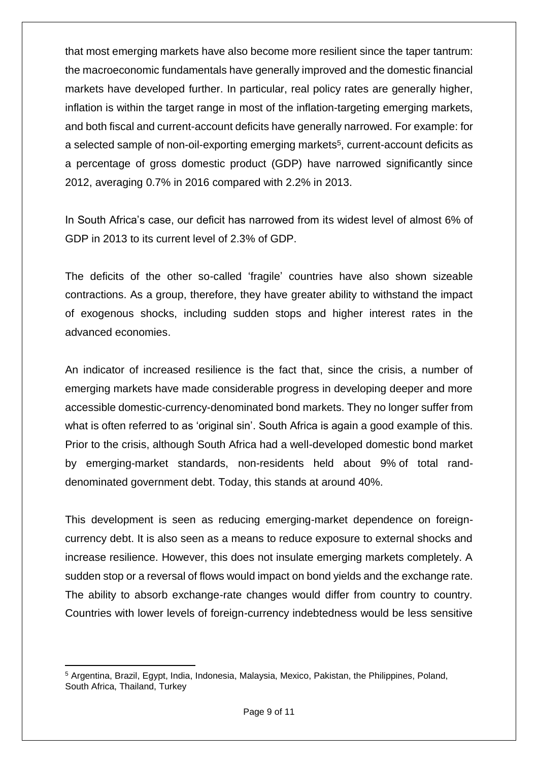that most emerging markets have also become more resilient since the taper tantrum: the macroeconomic fundamentals have generally improved and the domestic financial markets have developed further. In particular, real policy rates are generally higher, inflation is within the target range in most of the inflation-targeting emerging markets, and both fiscal and current-account deficits have generally narrowed. For example: for a selected sample of non-oil-exporting emerging markets[5], current-account deficits as a percentage of gross domestic product (GDP) have narrowed significantly since 2012, averaging 0.7% in 2016 compared with 2.2% in 2013.

In South Africa's case, our deficit has narrowed from its widest level of almost 6% of GDP in 2013 to its current level of 2.3% of GDP.

The deficits of the other so-called 'fragile' countries have also shown sizeable contractions. As a group, therefore, they have greater ability to withstand the impact of exogenous shocks, including sudden stops and higher interest rates in the advanced economies.

An indicator of increased resilience is the fact that, since the crisis, a number of emerging markets have made considerable progress in developing deeper and more accessible domestic-currency-denominated bond markets. They no longer suffer from what is often referred to as 'original sin'. South Africa is again a good example of this. Prior to the crisis, although South Africa had a well-developed domestic bond market by emerging-market standards, non-residents held about 9% of total rand-denominated government debt. Today, this stands at around 40%.

This development is seen as reducing emerging-market dependence on foreign-currency debt. It is also seen as a means to reduce exposure to external shocks and increase resilience. However, this does not insulate emerging markets completely. A sudden stop or a reversal of flows would impact on bond yields and the exchange rate. The ability to absorb exchange-rate changes would differ from country to country. Countries with lower levels of foreign-currency indebtedness would be less sensitive

[5] Argentina, Brazil, Egypt, India, Indonesia, Malaysia, Mexico, Pakistan, the Philippines, Poland, South Africa, Thailand, Turkey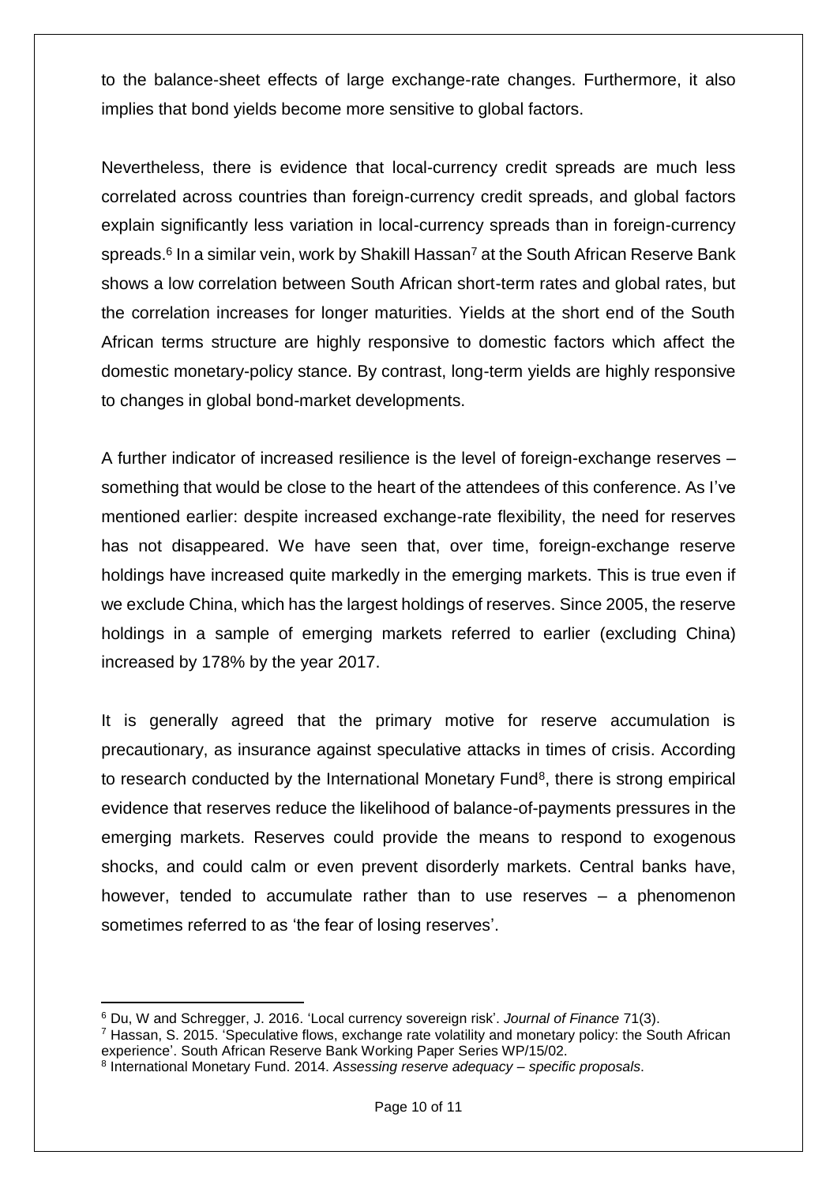to the balance-sheet effects of large exchange-rate changes. Furthermore, it also implies that bond yields become more sensitive to global factors.

Nevertheless, there is evidence that local-currency credit spreads are much less correlated across countries than foreign-currency credit spreads, and global factors explain significantly less variation in local-currency spreads than in foreign-currency spreads.[6] In a similar vein, work by Shakill Hassan[7] at the South African Reserve Bank shows a low correlation between South African short-term rates and global rates, but the correlation increases for longer maturities. Yields at the short end of the South African terms structure are highly responsive to domestic factors which affect the domestic monetary-policy stance. By contrast, long-term yields are highly responsive to changes in global bond-market developments.

A further indicator of increased resilience is the level of foreign-exchange reserves – something that would be close to the heart of the attendees of this conference. As I've mentioned earlier: despite increased exchange-rate flexibility, the need for reserves has not disappeared. We have seen that, over time, foreign-exchange reserve holdings have increased quite markedly in the emerging markets. This is true even if we exclude China, which has the largest holdings of reserves. Since 2005, the reserve holdings in a sample of emerging markets referred to earlier (excluding China) increased by 178% by the year 2017.

It is generally agreed that the primary motive for reserve accumulation is precautionary, as insurance against speculative attacks in times of crisis. According to research conducted by the International Monetary Fund[8], there is strong empirical evidence that reserves reduce the likelihood of balance-of-payments pressures in the emerging markets. Reserves could provide the means to respond to exogenous shocks, and could calm or even prevent disorderly markets. Central banks have, however, tended to accumulate rather than to use reserves – a phenomenon sometimes referred to as 'the fear of losing reserves'.

---

[6] Du, W and Schregger, J. 2016. 'Local currency sovereign risk'. *Journal of Finance* 71(3).

[7] Hassan, S. 2015. 'Speculative flows, exchange rate volatility and monetary policy: the South African experience'. South African Reserve Bank Working Paper Series WP/15/02.

[8] International Monetary Fund. 2014. *Assessing reserve adequacy – specific proposals*.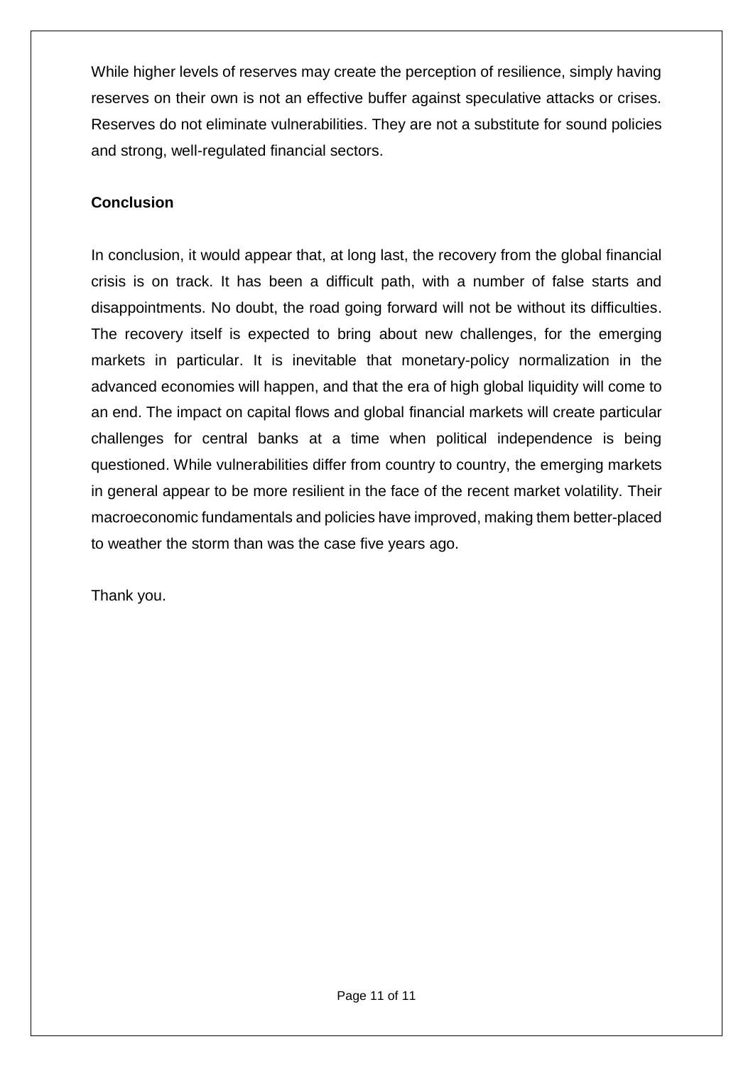While higher levels of reserves may create the perception of resilience, simply having reserves on their own is not an effective buffer against speculative attacks or crises. Reserves do not eliminate vulnerabilities. They are not a substitute for sound policies and strong, well-regulated financial sectors.

**Conclusion**

In conclusion, it would appear that, at long last, the recovery from the global financial crisis is on track. It has been a difficult path, with a number of false starts and disappointments. No doubt, the road going forward will not be without its difficulties. The recovery itself is expected to bring about new challenges, for the emerging markets in particular. It is inevitable that monetary-policy normalization in the advanced economies will happen, and that the era of high global liquidity will come to an end. The impact on capital flows and global financial markets will create particular challenges for central banks at a time when political independence is being questioned. While vulnerabilities differ from country to country, the emerging markets in general appear to be more resilient in the face of the recent market volatility. Their macroeconomic fundamentals and policies have improved, making them better-placed to weather the storm than was the case five years ago.

Thank you.